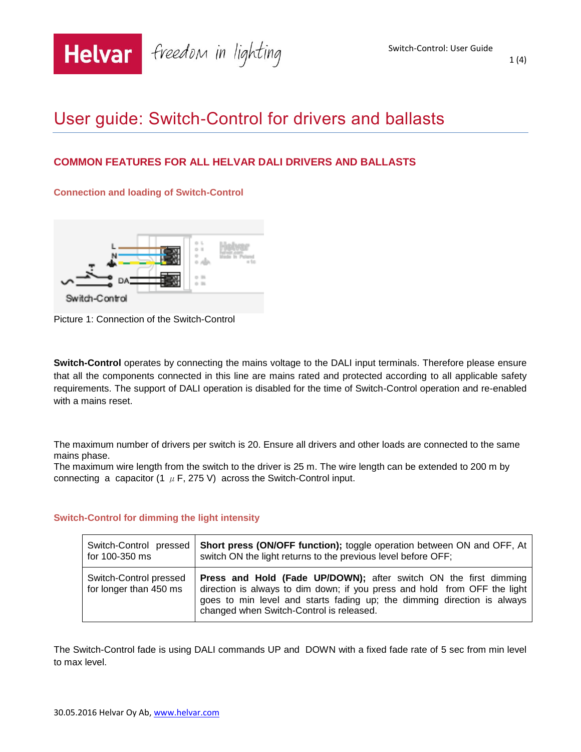# User guide: Switch-Control for drivers and ballasts

## COMMON FEATURES FOR ALL HELVAR DALI DRIVERS AND BALLASTS

### Connection and loading of Switch-Control

Picture 1: Connection of the Switch-Control

**Switch-Control** operates by connecting the mains voltage to the DALI input terminals. Therefore please ensure that all the components connected in this line are mains rated and protected according to all applicable safety requirements. The support of DALI operation is disabled for the time of Switch-Control operation and re-enabled with a mains reset.

The maximum number of drivers per switch is 20. Ensure all drivers and other loads are connected to the same mains phase.
The maximum wire length from the switch to the driver is 25 m. The wire length can be extended to 200 m by connecting a capacitor (1 $\mu$F, 275 V) across the Switch-Control input.

### Switch-Control for dimming the light intensity

| Switch-Control pressed for 100-350 ms | **Short press (ON/OFF function);** toggle operation between ON and OFF, At switch ON the light returns to the previous level before OFF; |
|---|---|
| Switch-Control pressed for longer than 450 ms | **Press and Hold (Fade UP/DOWN);** after switch ON the first dimming direction is always to dim down; if you press and hold from OFF the light goes to min level and starts fading up; the dimming direction is always changed when Switch-Control is released. |

The Switch-Control fade is using DALI commands UP and DOWN with a fixed fade rate of 5 sec from min level to max level.

30.05.2016 Helvar Oy Ab, www.helvar.com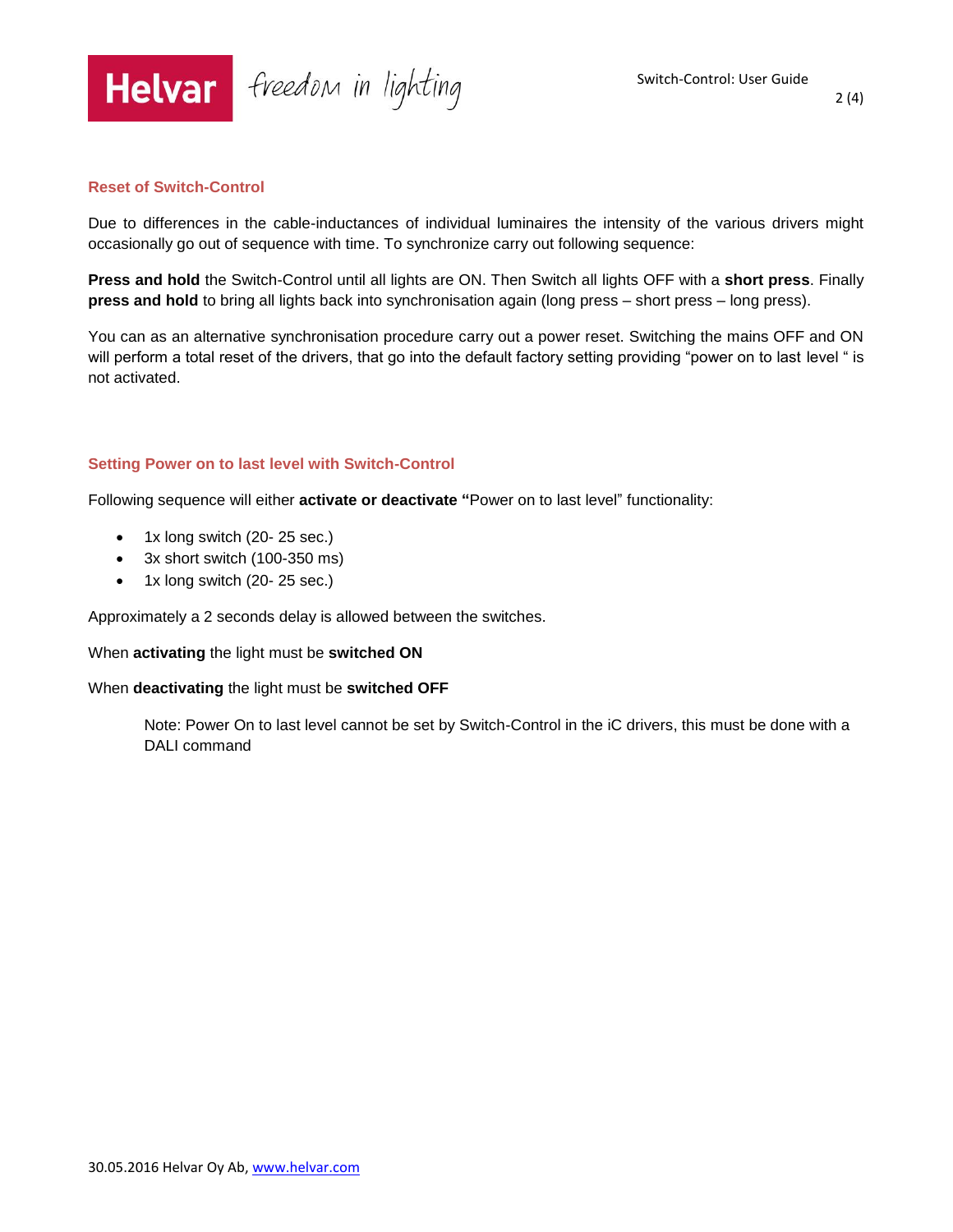## Reset of Switch-Control

Due to differences in the cable-inductances of individual luminaires the intensity of the various drivers might occasionally go out of sequence with time. To synchronize carry out following sequence:

**Press and hold** the Switch-Control until all lights are ON. Then Switch all lights OFF with a **short press**. Finally **press and hold** to bring all lights back into synchronisation again (long press – short press – long press).

You can as an alternative synchronisation procedure carry out a power reset. Switching the mains OFF and ON will perform a total reset of the drivers, that go into the default factory setting providing "power on to last level " is not activated.

## Setting Power on to last level with Switch-Control

Following sequence will either **activate or deactivate "**Power on to last level" functionality:

- 1x long switch (20- 25 sec.)
- 3x short switch (100-350 ms)
- 1x long switch (20- 25 sec.)

Approximately a 2 seconds delay is allowed between the switches.

When **activating** the light must be **switched ON**

When **deactivating** the light must be **switched OFF**

> Note: Power On to last level cannot be set by Switch-Control in the iC drivers, this must be done with a DALI command

30.05.2016 Helvar Oy Ab, www.helvar.com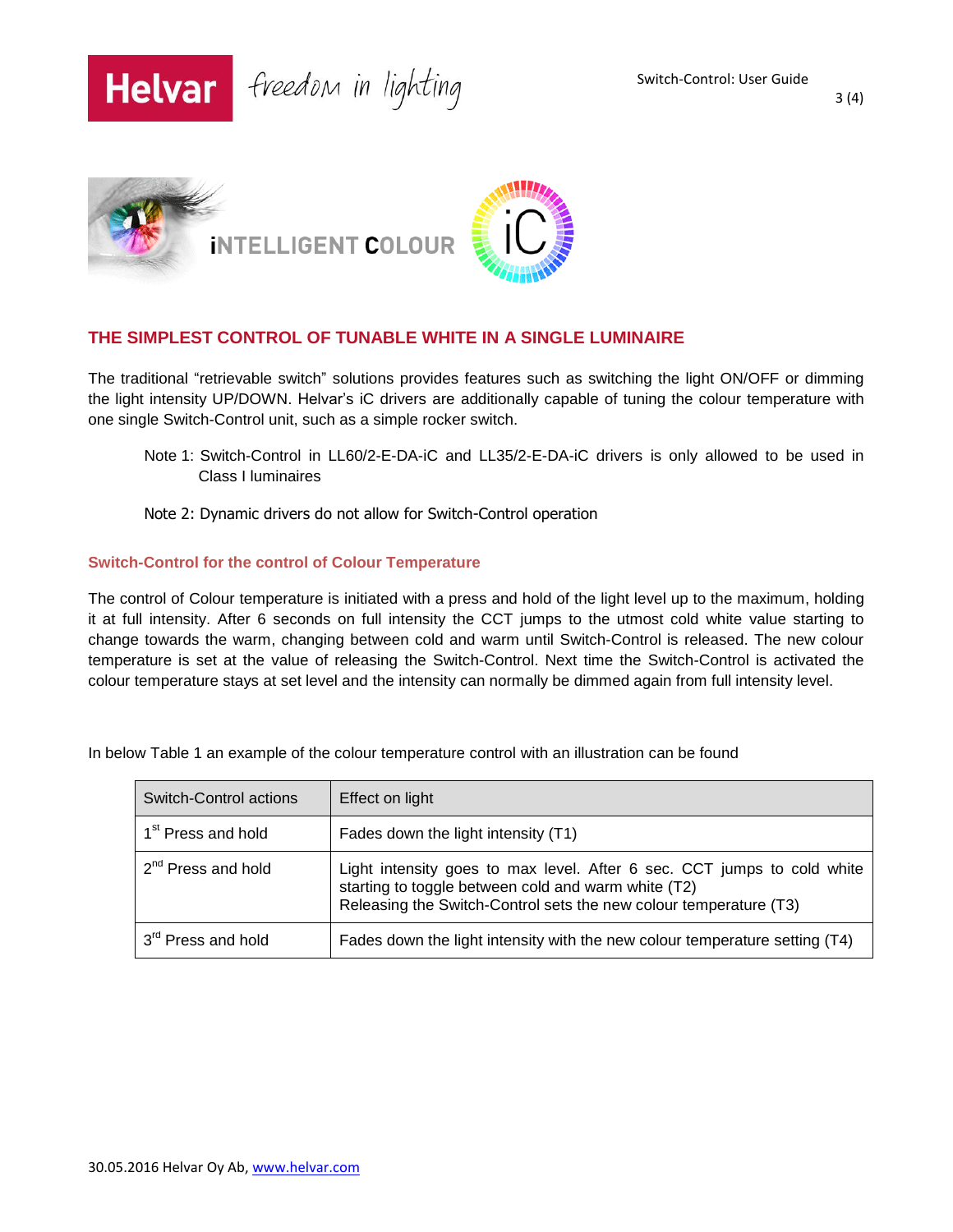iNTELLIGENT COLOUR

## THE SIMPLEST CONTROL OF TUNABLE WHITE IN A SINGLE LUMINAIRE

The traditional "retrievable switch" solutions provides features such as switching the light ON/OFF or dimming the light intensity UP/DOWN. Helvar's iC drivers are additionally capable of tuning the colour temperature with one single Switch-Control unit, such as a simple rocker switch.

Note 1: Switch-Control in LL60/2-E-DA-iC and LL35/2-E-DA-iC drivers is only allowed to be used in Class I luminaires

Note 2: Dynamic drivers do not allow for Switch-Control operation

### Switch-Control for the control of Colour Temperature

The control of Colour temperature is initiated with a press and hold of the light level up to the maximum, holding it at full intensity. After 6 seconds on full intensity the CCT jumps to the utmost cold white value starting to change towards the warm, changing between cold and warm until Switch-Control is released. The new colour temperature is set at the value of releasing the Switch-Control. Next time the Switch-Control is activated the colour temperature stays at set level and the intensity can normally be dimmed again from full intensity level.

In below Table 1 an example of the colour temperature control with an illustration can be found

| Switch-Control actions | Effect on light |
|---|---|
| 1st Press and hold | Fades down the light intensity (T1) |
| 2nd Press and hold | Light intensity goes to max level. After 6 sec. CCT jumps to cold white starting to toggle between cold and warm white (T2)<br>Releasing the Switch-Control sets the new colour temperature (T3) |
| 3rd Press and hold | Fades down the light intensity with the new colour temperature setting (T4) |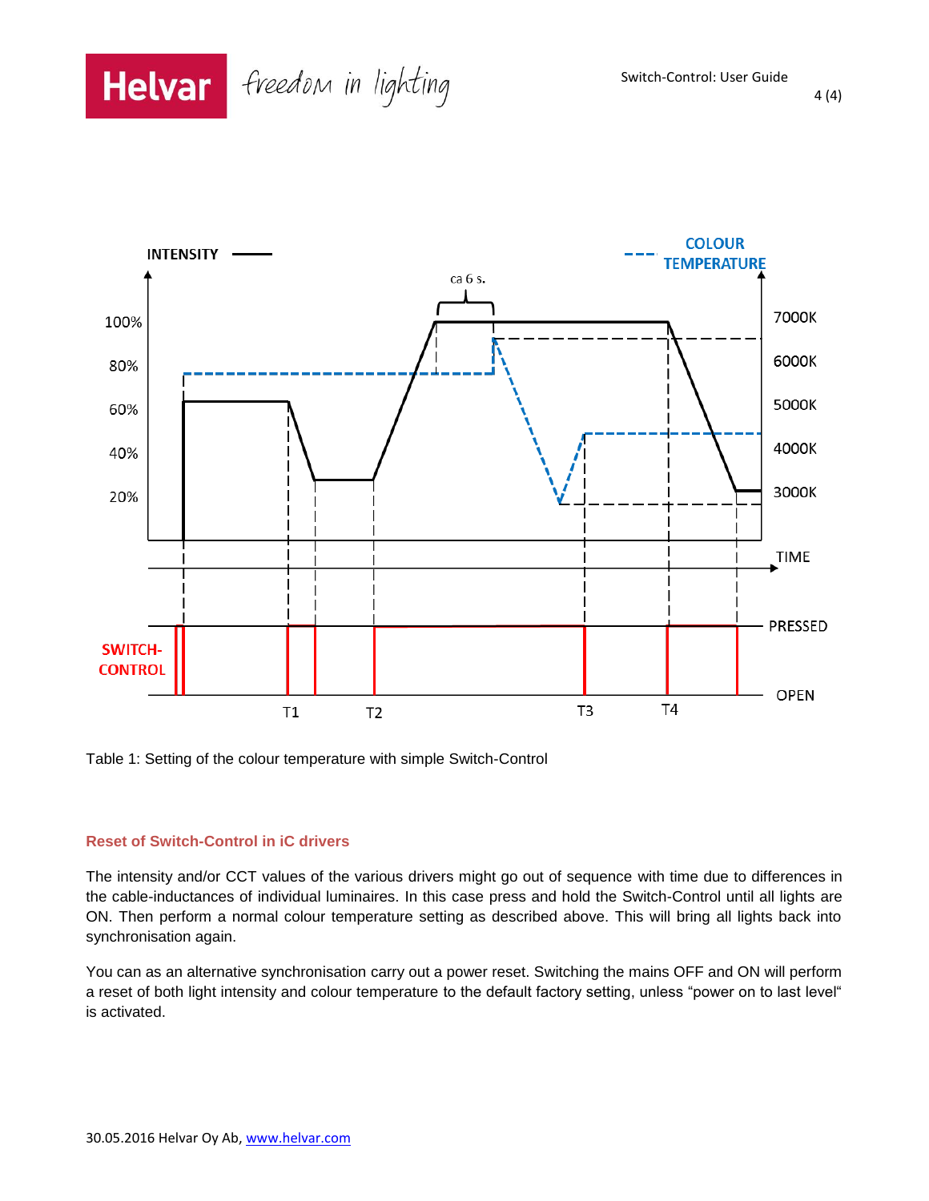INTENSITY

COLOUR TEMPERATURE

ca 6 s.

100%
80%
60%
40%
20%

7000K
6000K
5000K
4000K
3000K

TIME

SWITCH-CONTROL

PRESSED

OPEN

T1 T2 T3 T4

Table 1: Setting of the colour temperature with simple Switch-Control

### Reset of Switch-Control in iC drivers

The intensity and/or CCT values of the various drivers might go out of sequence with time due to differences in the cable-inductances of individual luminaires. In this case press and hold the Switch-Control until all lights are ON. Then perform a normal colour temperature setting as described above. This will bring all lights back into synchronisation again.

You can as an alternative synchronisation carry out a power reset. Switching the mains OFF and ON will perform a reset of both light intensity and colour temperature to the default factory setting, unless "power on to last level" is activated.

30.05.2016 Helvar Oy Ab, www.helvar.com